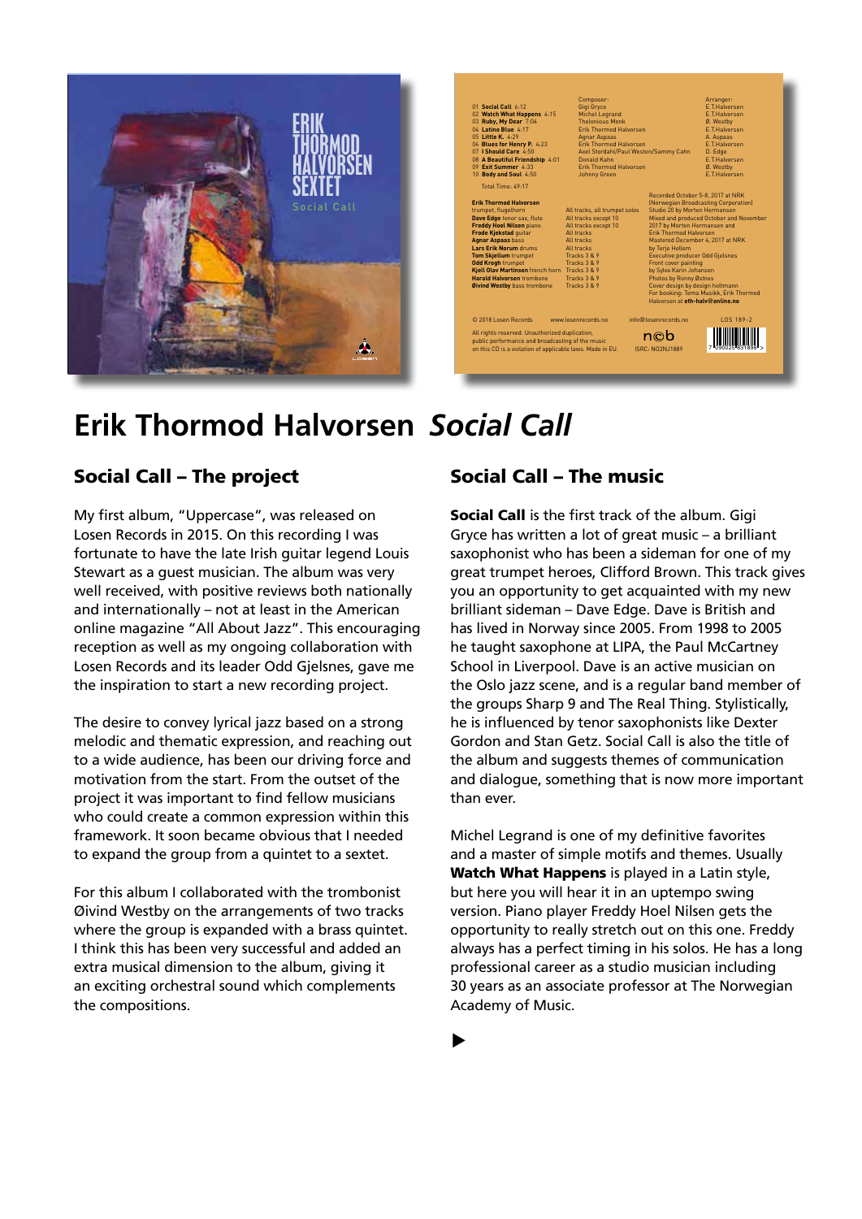# Erik Thormod Halvorsen *Social Call*

## Social Call – The project

My first album, "Uppercase", was released on Losen Records in 2015. On this recording I was fortunate to have the late Irish guitar legend Louis Stewart as a guest musician. The album was very well received, with positive reviews both nationally and internationally – not at least in the American online magazine "All About Jazz". This encouraging reception as well as my ongoing collaboration with Losen Records and its leader Odd Gjelsnes, gave me the inspiration to start a new recording project.

The desire to convey lyrical jazz based on a strong melodic and thematic expression, and reaching out to a wide audience, has been our driving force and motivation from the start. From the outset of the project it was important to find fellow musicians who could create a common expression within this framework. It soon became obvious that I needed to expand the group from a quintet to a sextet.

For this album I collaborated with the trombonist Øivind Westby on the arrangements of two tracks where the group is expanded with a brass quintet. I think this has been very successful and added an extra musical dimension to the album, giving it an exciting orchestral sound which complements the compositions.

## Social Call – The music

**Social Call** is the first track of the album. Gigi Gryce has written a lot of great music – a brilliant saxophonist who has been a sideman for one of my great trumpet heroes, Clifford Brown. This track gives you an opportunity to get acquainted with my new brilliant sideman – Dave Edge. Dave is British and has lived in Norway since 2005. From 1998 to 2005 he taught saxophone at LIPA, the Paul McCartney School in Liverpool. Dave is an active musician on the Oslo jazz scene, and is a regular band member of the groups Sharp 9 and The Real Thing. Stylistically, he is influenced by tenor saxophonists like Dexter Gordon and Stan Getz. Social Call is also the title of the album and suggests themes of communication and dialogue, something that is now more important than ever.

Michel Legrand is one of my definitive favorites and a master of simple motifs and themes. Usually **Watch What Happens** is played in a Latin style, but here you will hear it in an uptempo swing version. Piano player Freddy Hoel Nilsen gets the opportunity to really stretch out on this one. Freddy always has a perfect timing in his solos. He has a long professional career as a studio musician including 30 years as an associate professor at The Norwegian Academy of Music.

▶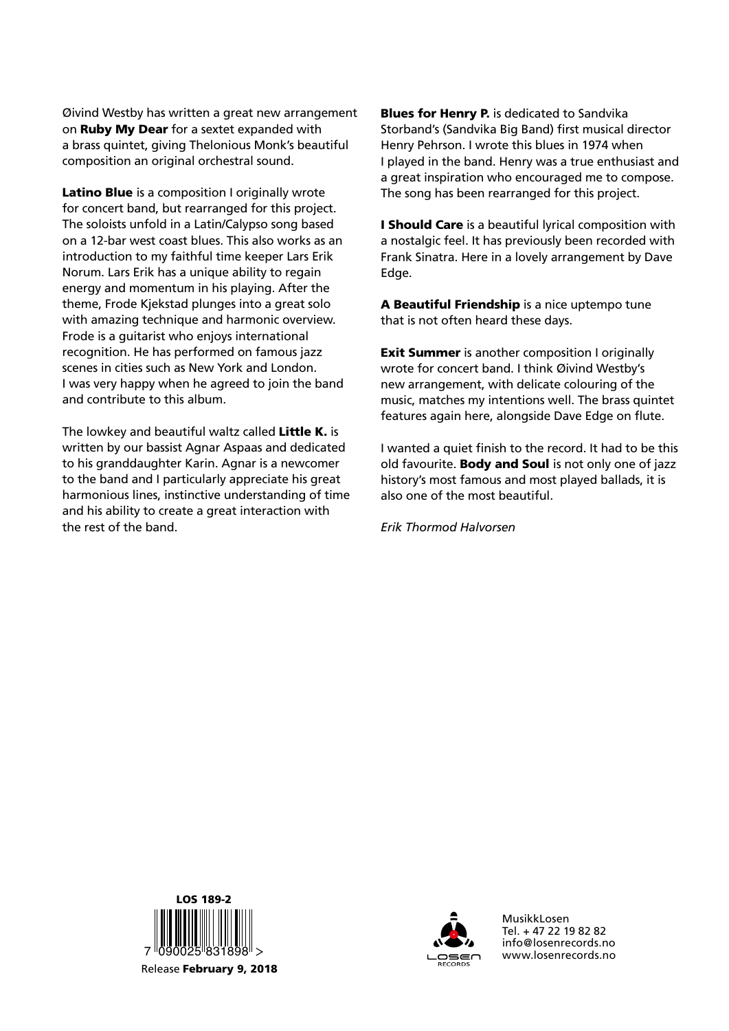Øivind Westby has written a great new arrangement on **Ruby My Dear** for a sextet expanded with a brass quintet, giving Thelonious Monk's beautiful composition an original orchestral sound.

**Latino Blue** is a composition I originally wrote for concert band, but rearranged for this project. The soloists unfold in a Latin/Calypso song based on a 12-bar west coast blues. This also works as an introduction to my faithful time keeper Lars Erik Norum. Lars Erik has a unique ability to regain energy and momentum in his playing. After the theme, Frode Kjekstad plunges into a great solo with amazing technique and harmonic overview. Frode is a guitarist who enjoys international recognition. He has performed on famous jazz scenes in cities such as New York and London. I was very happy when he agreed to join the band and contribute to this album.

The lowkey and beautiful waltz called **Little K.** is written by our bassist Agnar Aspaas and dedicated to his granddaughter Karin. Agnar is a newcomer to the band and I particularly appreciate his great harmonious lines, instinctive understanding of time and his ability to create a great interaction with the rest of the band.

**Blues for Henry P.** is dedicated to Sandvika Storband's (Sandvika Big Band) first musical director Henry Pehrson. I wrote this blues in 1974 when I played in the band. Henry was a true enthusiast and a great inspiration who encouraged me to compose. The song has been rearranged for this project.

**I Should Care** is a beautiful lyrical composition with a nostalgic feel. It has previously been recorded with Frank Sinatra. Here in a lovely arrangement by Dave Edge.

**A Beautiful Friendship** is a nice uptempo tune that is not often heard these days.

**Exit Summer** is another composition I originally wrote for concert band. I think Øivind Westby's new arrangement, with delicate colouring of the music, matches my intentions well. The brass quintet features again here, alongside Dave Edge on flute.

I wanted a quiet finish to the record. It had to be this old favourite. **Body and Soul** is not only one of jazz history's most famous and most played ballads, it is also one of the most beautiful.

*Erik Thormod Halvorsen*

**LOS 189-2**

7 090025 831898 >

Release **February 9, 2018**

MusikkLosen
Tel. + 47 22 19 82 82
info@losenrecords.no
www.losenrecords.no